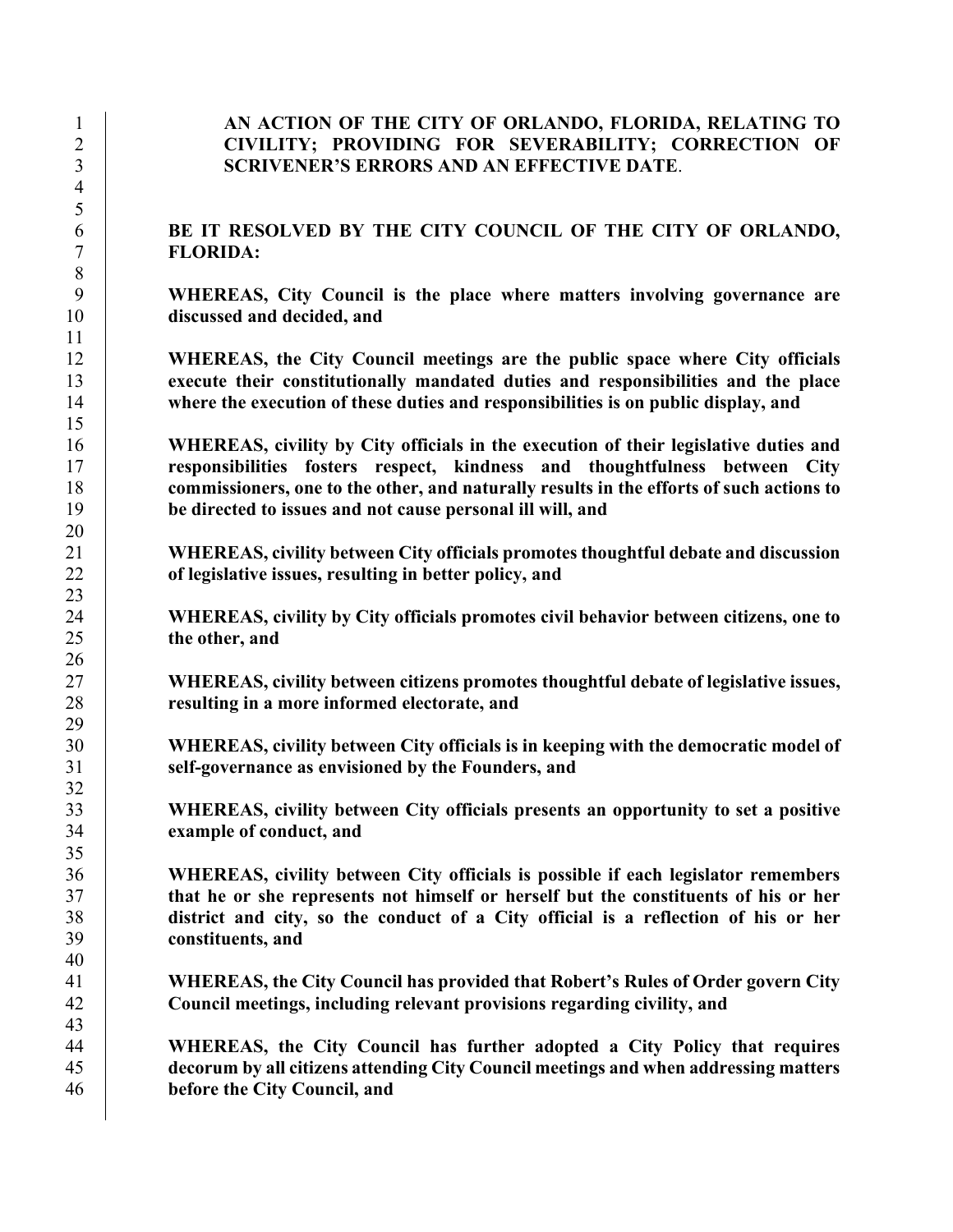**AN ACTION OF THE CITY OF ORLANDO, FLORIDA, RELATING TO CIVILITY; PROVIDING FOR SEVERABILITY; CORRECTION OF SCRIVENER'S ERRORS AND AN EFFECTIVE DATE.**

**BE IT RESOLVED BY THE CITY COUNCIL OF THE CITY OF ORLANDO, FLORIDA:**

**WHEREAS, City Council is the place where matters involving governance are discussed and decided, and**

**WHEREAS, the City Council meetings are the public space where City officials execute their constitutionally mandated duties and responsibilities and the place where the execution of these duties and responsibilities is on public display, and**

**WHEREAS, civility by City officials in the execution of their legislative duties and responsibilities fosters respect, kindness and thoughtfulness between City commissioners, one to the other, and naturally results in the efforts of such actions to be directed to issues and not cause personal ill will, and**

**WHEREAS, civility between City officials promotes thoughtful debate and discussion of legislative issues, resulting in better policy, and**

**WHEREAS, civility by City officials promotes civil behavior between citizens, one to the other, and**

**WHEREAS, civility between citizens promotes thoughtful debate of legislative issues, resulting in a more informed electorate, and**

**WHEREAS, civility between City officials is in keeping with the democratic model of self-governance as envisioned by the Founders, and**

**WHEREAS, civility between City officials presents an opportunity to set a positive example of conduct, and**

**WHEREAS, civility between City officials is possible if each legislator remembers that he or she represents not himself or herself but the constituents of his or her district and city, so the conduct of a City official is a reflection of his or her constituents, and**

**WHEREAS, the City Council has provided that Robert's Rules of Order govern City Council meetings, including relevant provisions regarding civility, and**

**WHEREAS, the City Council has further adopted a City Policy that requires decorum by all citizens attending City Council meetings and when addressing matters before the City Council, and**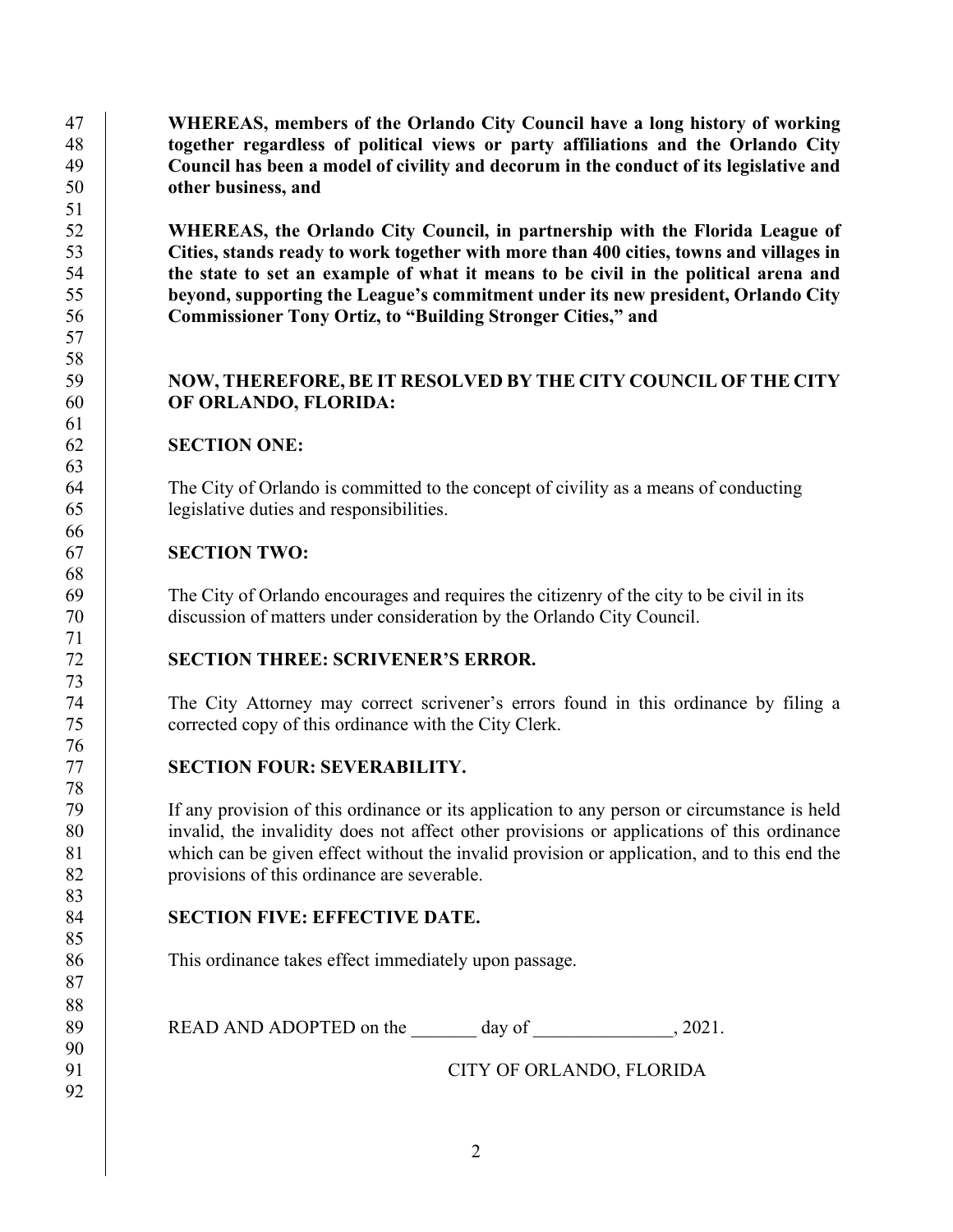**WHEREAS, members of the Orlando City Council have a long history of working together regardless of political views or party affiliations and the Orlando City Council has been a model of civility and decorum in the conduct of its legislative and other business, and**

**WHEREAS, the Orlando City Council, in partnership with the Florida League of Cities, stands ready to work together with more than 400 cities, towns and villages in the state to set an example of what it means to be civil in the political arena and beyond, supporting the League's commitment under its new president, Orlando City Commissioner Tony Ortiz, to "Building Stronger Cities," and**

**NOW, THEREFORE, BE IT RESOLVED BY THE CITY COUNCIL OF THE CITY OF ORLANDO, FLORIDA:**

**SECTION ONE:**

The City of Orlando is committed to the concept of civility as a means of conducting legislative duties and responsibilities.

**SECTION TWO:**

The City of Orlando encourages and requires the citizenry of the city to be civil in its discussion of matters under consideration by the Orlando City Council.

**SECTION THREE: SCRIVENER'S ERROR.**

The City Attorney may correct scrivener's errors found in this ordinance by filing a corrected copy of this ordinance with the City Clerk.

**SECTION FOUR: SEVERABILITY.**

If any provision of this ordinance or its application to any person or circumstance is held invalid, the invalidity does not affect other provisions or applications of this ordinance which can be given effect without the invalid provision or application, and to this end the provisions of this ordinance are severable.

**SECTION FIVE: EFFECTIVE DATE.**

This ordinance takes effect immediately upon passage.

READ AND ADOPTED on the _______ day of _______________, 2021.

CITY OF ORLANDO, FLORIDA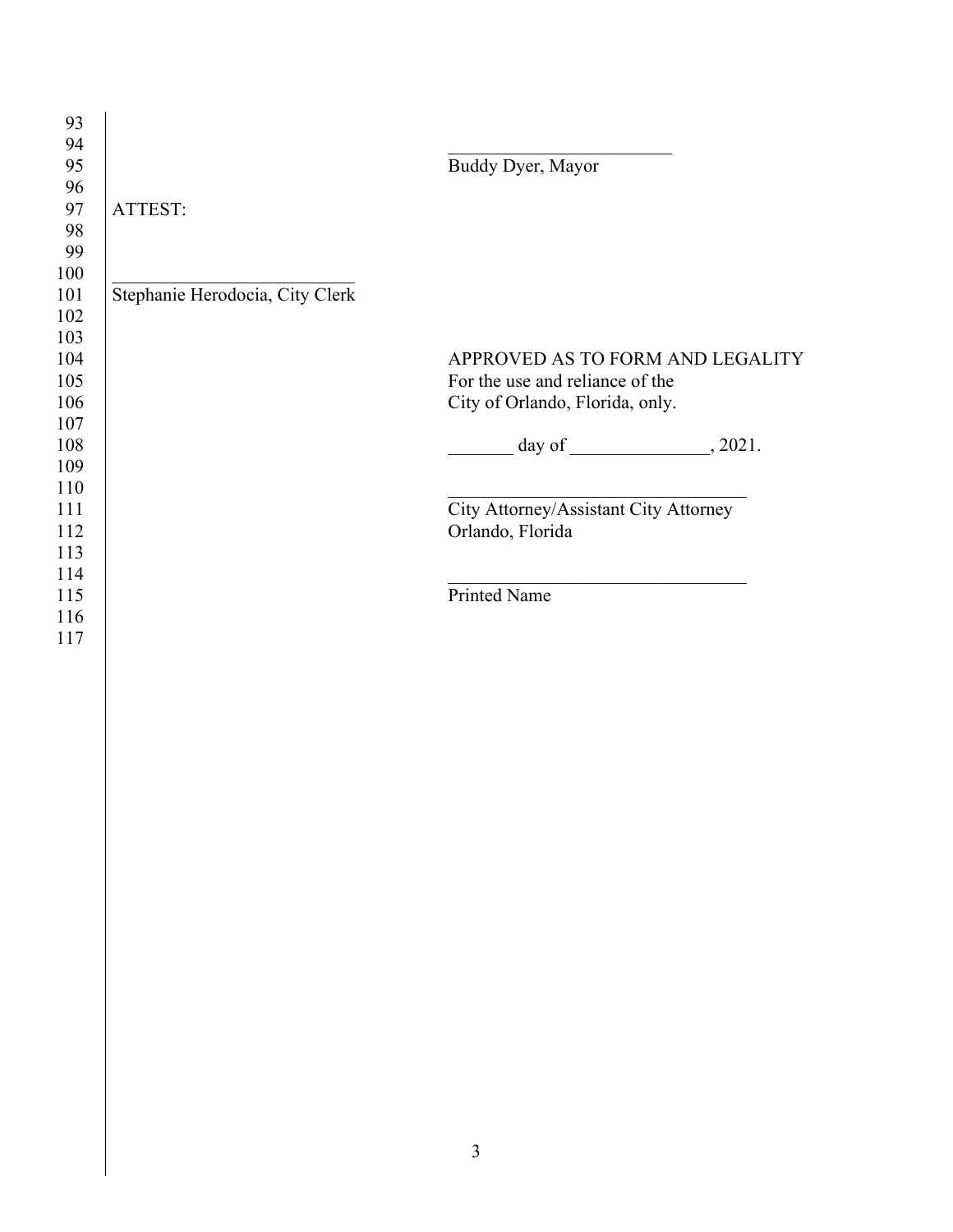\_\_\_\_\_\_\_\_\_\_\_\_\_\_\_\_\_\_\_\_\_\_\_\_\_
Buddy Dyer, Mayor

ATTEST:

\_\_\_\_\_\_\_\_\_\_\_\_\_\_\_\_\_\_\_\_\_\_\_\_\_\_\_
Stephanie Herodocia, City Clerk

APPROVED AS TO FORM AND LEGALITY
For the use and reliance of the
City of Orlando, Florida, only.

\_\_\_\_\_\_\_ day of \_\_\_\_\_\_\_\_\_\_\_\_\_\_\_, 2021.

\_\_\_\_\_\_\_\_\_\_\_\_\_\_\_\_\_\_\_\_\_\_\_\_\_\_\_\_\_\_\_\_\_
City Attorney/Assistant City Attorney
Orlando, Florida

\_\_\_\_\_\_\_\_\_\_\_\_\_\_\_\_\_\_\_\_\_\_\_\_\_\_\_\_\_\_\_\_\_
Printed Name